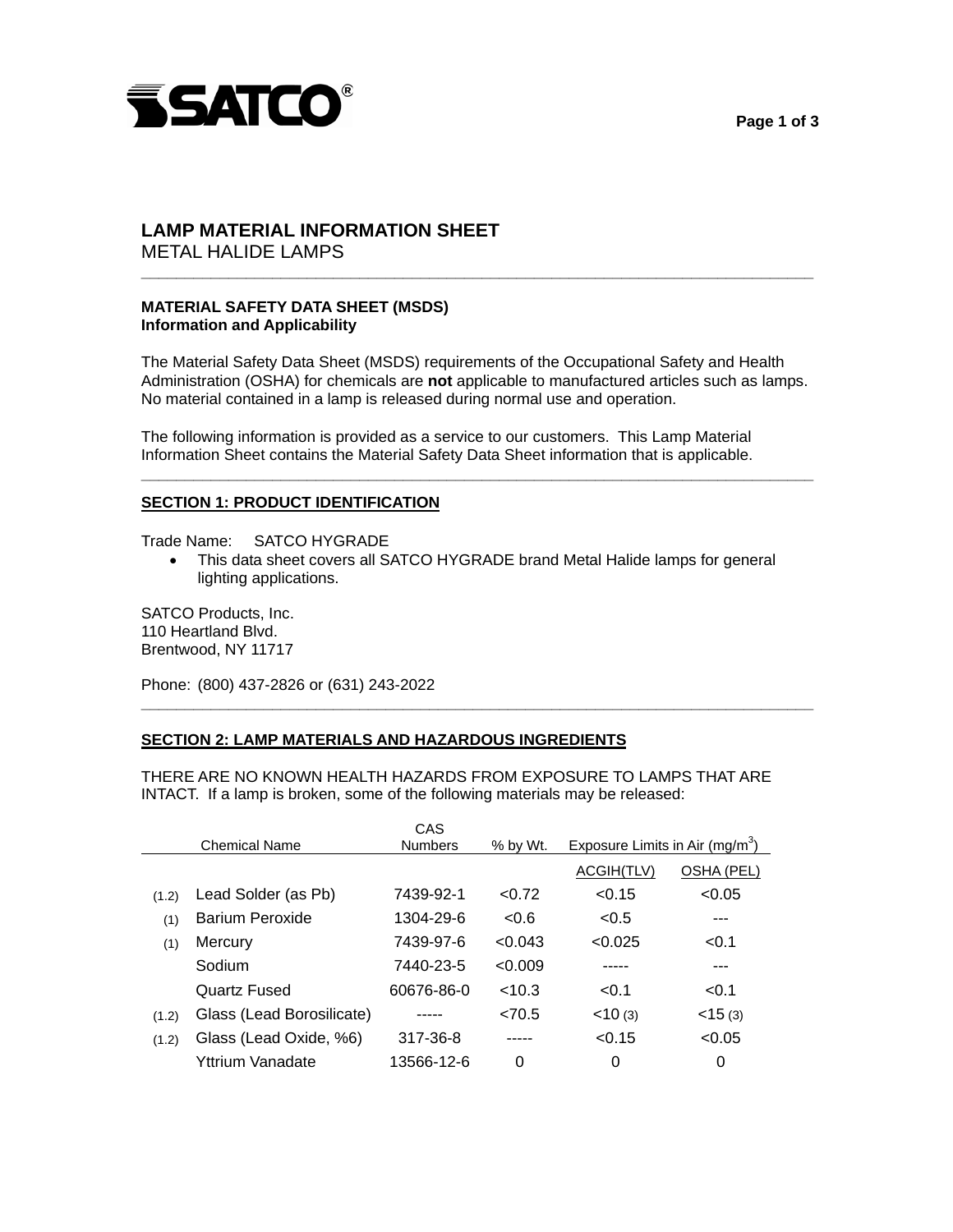# LAMP MATERIAL INFORMATION SHEET

METAL HALIDE LAMPS

---

**MATERIAL SAFETY DATA SHEET (MSDS)**
**Information and Applicability**

The Material Safety Data Sheet (MSDS) requirements of the Occupational Safety and Health Administration (OSHA) for chemicals are **not** applicable to manufactured articles such as lamps. No material contained in a lamp is released during normal use and operation.

The following information is provided as a service to our customers. This Lamp Material Information Sheet contains the Material Safety Data Sheet information that is applicable.

---

## SECTION 1: PRODUCT IDENTIFICATION

Trade Name: SATCO HYGRADE

- This data sheet covers all SATCO HYGRADE brand Metal Halide lamps for general lighting applications.

SATCO Products, Inc.
110 Heartland Blvd.
Brentwood, NY 11717

Phone: (800) 437-2826 or (631) 243-2022

---

## SECTION 2: LAMP MATERIALS AND HAZARDOUS INGREDIENTS

THERE ARE NO KNOWN HEALTH HAZARDS FROM EXPOSURE TO LAMPS THAT ARE INTACT. If a lamp is broken, some of the following materials may be released:

| | Chemical Name | CAS Numbers | % by Wt. | Exposure Limits in Air ($mg/m^3$) | |
|---|---|---|---|---|---|
| | | | | ACGIH(TLV) | OSHA (PEL) |
| (1.2) | Lead Solder (as Pb) | 7439-92-1 | <0.72 | <0.15 | <0.05 |
| (1) | Barium Peroxide | 1304-29-6 | <0.6 | <0.5 | --- |
| (1) | Mercury | 7439-97-6 | <0.043 | <0.025 | <0.1 |
| | Sodium | 7440-23-5 | <0.009 | ----- | --- |
| | Quartz Fused | 60676-86-0 | <10.3 | <0.1 | <0.1 |
| (1.2) | Glass (Lead Borosilicate) | ----- | <70.5 | <10 (3) | <15 (3) |
| (1.2) | Glass (Lead Oxide, %6) | 317-36-8 | ----- | <0.15 | <0.05 |
| | Yttrium Vanadate | 13566-12-6 | 0 | 0 | 0 |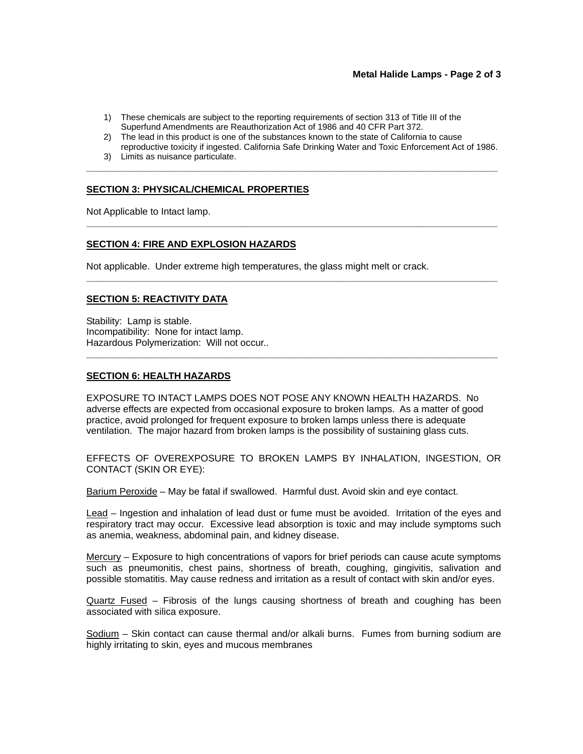1) These chemicals are subject to the reporting requirements of section 313 of Title III of the Superfund Amendments are Reauthorization Act of 1986 and 40 CFR Part 372.
2) The lead in this product is one of the substances known to the state of California to cause reproductive toxicity if ingested. California Safe Drinking Water and Toxic Enforcement Act of 1986.
3) Limits as nuisance particulate.

---

## SECTION 3: PHYSICAL/CHEMICAL PROPERTIES

Not Applicable to Intact lamp.

---

## SECTION 4: FIRE AND EXPLOSION HAZARDS

Not applicable. Under extreme high temperatures, the glass might melt or crack.

---

## SECTION 5: REACTIVITY DATA

Stability: Lamp is stable.
Incompatibility: None for intact lamp.
Hazardous Polymerization: Will not occur..

---

## SECTION 6: HEALTH HAZARDS

EXPOSURE TO INTACT LAMPS DOES NOT POSE ANY KNOWN HEALTH HAZARDS. No adverse effects are expected from occasional exposure to broken lamps. As a matter of good practice, avoid prolonged for frequent exposure to broken lamps unless there is adequate ventilation. The major hazard from broken lamps is the possibility of sustaining glass cuts.

EFFECTS OF OVEREXPOSURE TO BROKEN LAMPS BY INHALATION, INGESTION, OR CONTACT (SKIN OR EYE):

Barium Peroxide – May be fatal if swallowed. Harmful dust. Avoid skin and eye contact.

Lead – Ingestion and inhalation of lead dust or fume must be avoided. Irritation of the eyes and respiratory tract may occur. Excessive lead absorption is toxic and may include symptoms such as anemia, weakness, abdominal pain, and kidney disease.

Mercury – Exposure to high concentrations of vapors for brief periods can cause acute symptoms such as pneumonitis, chest pains, shortness of breath, coughing, gingivitis, salivation and possible stomatitis. May cause redness and irritation as a result of contact with skin and/or eyes.

Quartz Fused – Fibrosis of the lungs causing shortness of breath and coughing has been associated with silica exposure.

Sodium – Skin contact can cause thermal and/or alkali burns. Fumes from burning sodium are highly irritating to skin, eyes and mucous membranes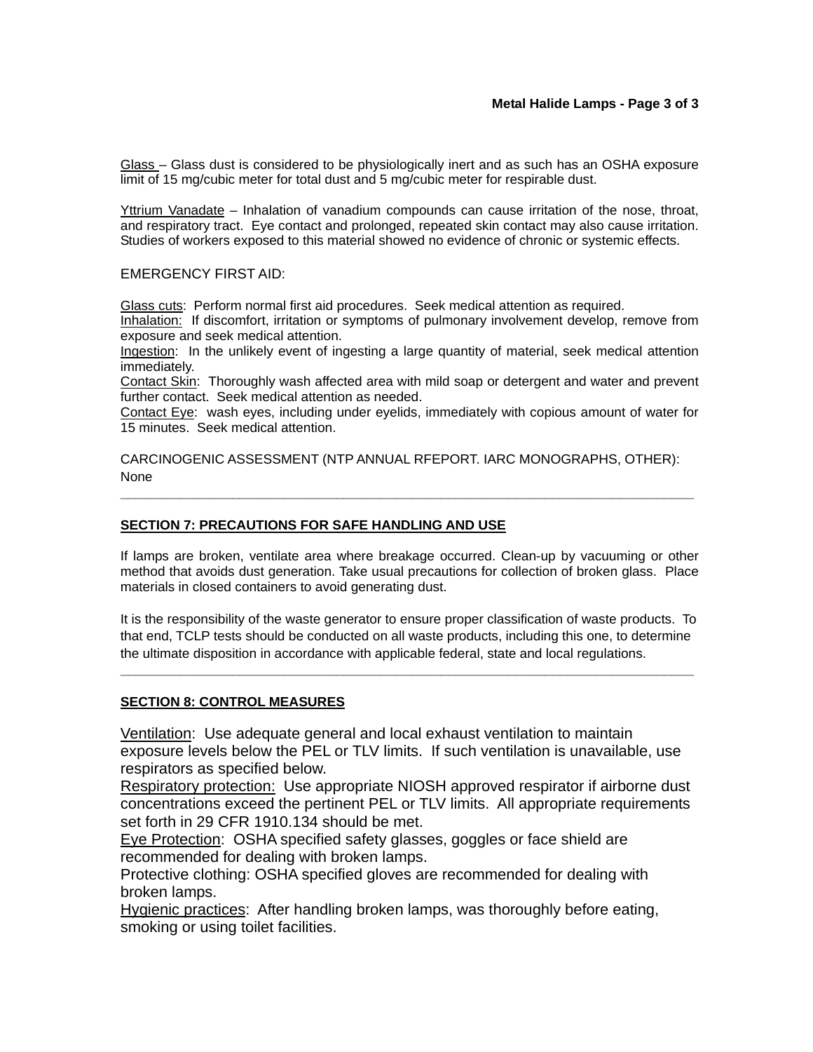Glass – Glass dust is considered to be physiologically inert and as such has an OSHA exposure limit of 15 mg/cubic meter for total dust and 5 mg/cubic meter for respirable dust.

Yttrium Vanadate – Inhalation of vanadium compounds can cause irritation of the nose, throat, and respiratory tract. Eye contact and prolonged, repeated skin contact may also cause irritation. Studies of workers exposed to this material showed no evidence of chronic or systemic effects.

EMERGENCY FIRST AID:

Glass cuts: Perform normal first aid procedures. Seek medical attention as required.
Inhalation: If discomfort, irritation or symptoms of pulmonary involvement develop, remove from exposure and seek medical attention.
Ingestion: In the unlikely event of ingesting a large quantity of material, seek medical attention immediately.
Contact Skin: Thoroughly wash affected area with mild soap or detergent and water and prevent further contact. Seek medical attention as needed.
Contact Eye: wash eyes, including under eyelids, immediately with copious amount of water for 15 minutes. Seek medical attention.

CARCINOGENIC ASSESSMENT (NTP ANNUAL RFEPORT. IARC MONOGRAPHS, OTHER):
None

---

## SECTION 7: PRECAUTIONS FOR SAFE HANDLING AND USE

If lamps are broken, ventilate area where breakage occurred. Clean-up by vacuuming or other method that avoids dust generation. Take usual precautions for collection of broken glass. Place materials in closed containers to avoid generating dust.

It is the responsibility of the waste generator to ensure proper classification of waste products. To that end, TCLP tests should be conducted on all waste products, including this one, to determine the ultimate disposition in accordance with applicable federal, state and local regulations.

---

## SECTION 8: CONTROL MEASURES

Ventilation: Use adequate general and local exhaust ventilation to maintain exposure levels below the PEL or TLV limits. If such ventilation is unavailable, use respirators as specified below.
Respiratory protection: Use appropriate NIOSH approved respirator if airborne dust concentrations exceed the pertinent PEL or TLV limits. All appropriate requirements set forth in 29 CFR 1910.134 should be met.
Eye Protection: OSHA specified safety glasses, goggles or face shield are recommended for dealing with broken lamps.
Protective clothing: OSHA specified gloves are recommended for dealing with broken lamps.
Hygienic practices: After handling broken lamps, was thoroughly before eating, smoking or using toilet facilities.